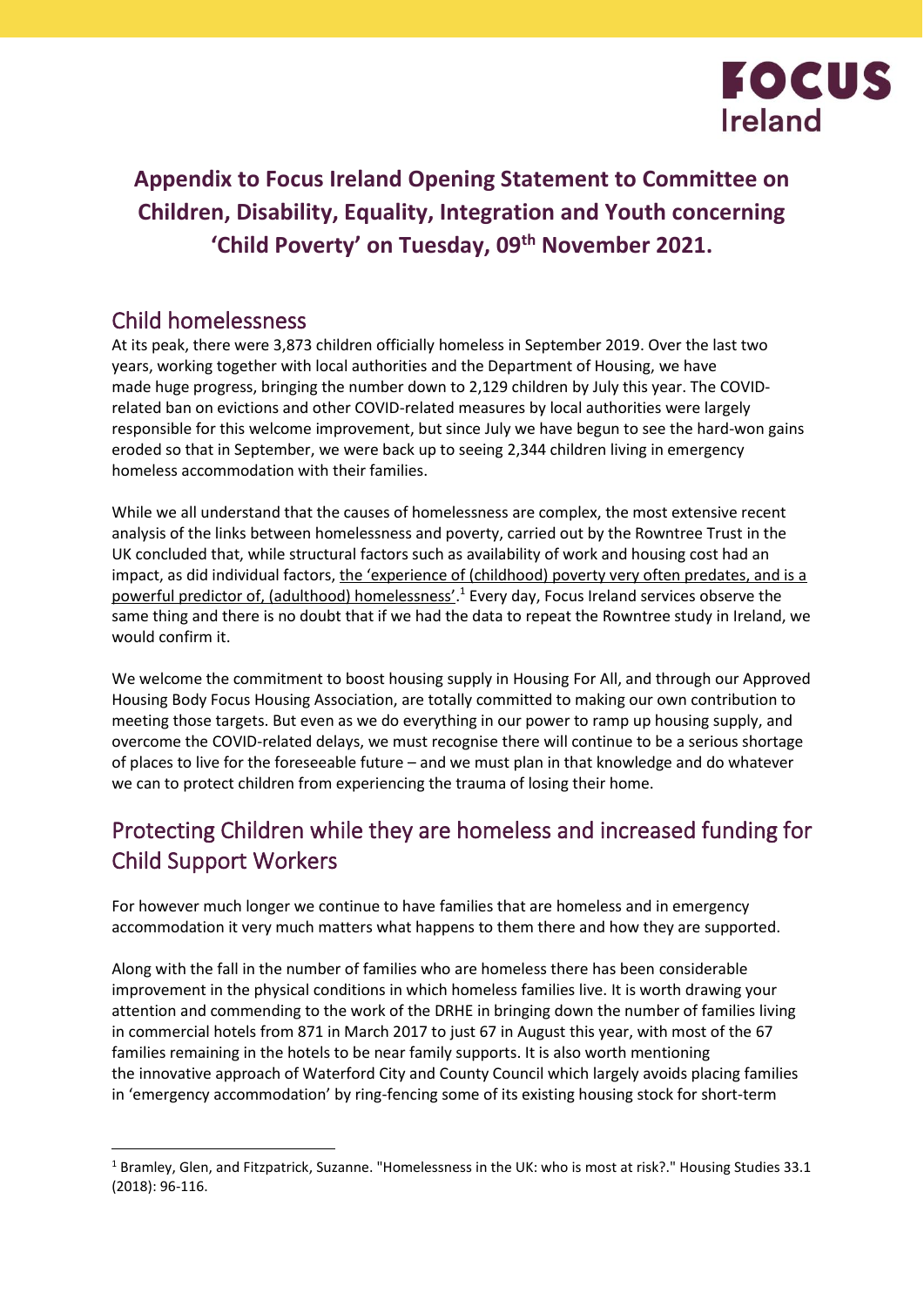# Appendix to Focus Ireland Opening Statement to Committee on Children, Disability, Equality, Integration and Youth concerning 'Child Poverty' on Tuesday, 09th November 2021.

## Child homelessness

At its peak, there were 3,873 children officially homeless in September 2019. Over the last two years, working together with local authorities and the Department of Housing, we have made huge progress, bringing the number down to 2,129 children by July this year. The COVID-related ban on evictions and other COVID-related measures by local authorities were largely responsible for this welcome improvement, but since July we have begun to see the hard-won gains eroded so that in September, we were back up to seeing 2,344 children living in emergency homeless accommodation with their families.

While we all understand that the causes of homelessness are complex, the most extensive recent analysis of the links between homelessness and poverty, carried out by the Rowntree Trust in the UK concluded that, while structural factors such as availability of work and housing cost had an impact, as did individual factors, the 'experience of (childhood) poverty very often predates, and is a powerful predictor of, (adulthood) homelessness'.[1] Every day, Focus Ireland services observe the same thing and there is no doubt that if we had the data to repeat the Rowntree study in Ireland, we would confirm it.

We welcome the commitment to boost housing supply in Housing For All, and through our Approved Housing Body Focus Housing Association, are totally committed to making our own contribution to meeting those targets. But even as we do everything in our power to ramp up housing supply, and overcome the COVID-related delays, we must recognise there will continue to be a serious shortage of places to live for the foreseeable future – and we must plan in that knowledge and do whatever we can to protect children from experiencing the trauma of losing their home.

## Protecting Children while they are homeless and increased funding for Child Support Workers

For however much longer we continue to have families that are homeless and in emergency accommodation it very much matters what happens to them there and how they are supported.

Along with the fall in the number of families who are homeless there has been considerable improvement in the physical conditions in which homeless families live. It is worth drawing your attention and commending to the work of the DRHE in bringing down the number of families living in commercial hotels from 871 in March 2017 to just 67 in August this year, with most of the 67 families remaining in the hotels to be near family supports. It is also worth mentioning the innovative approach of Waterford City and County Council which largely avoids placing families in 'emergency accommodation' by ring-fencing some of its existing housing stock for short-term

---

[1] Bramley, Glen, and Fitzpatrick, Suzanne. "Homelessness in the UK: who is most at risk?." Housing Studies 33.1 (2018): 96-116.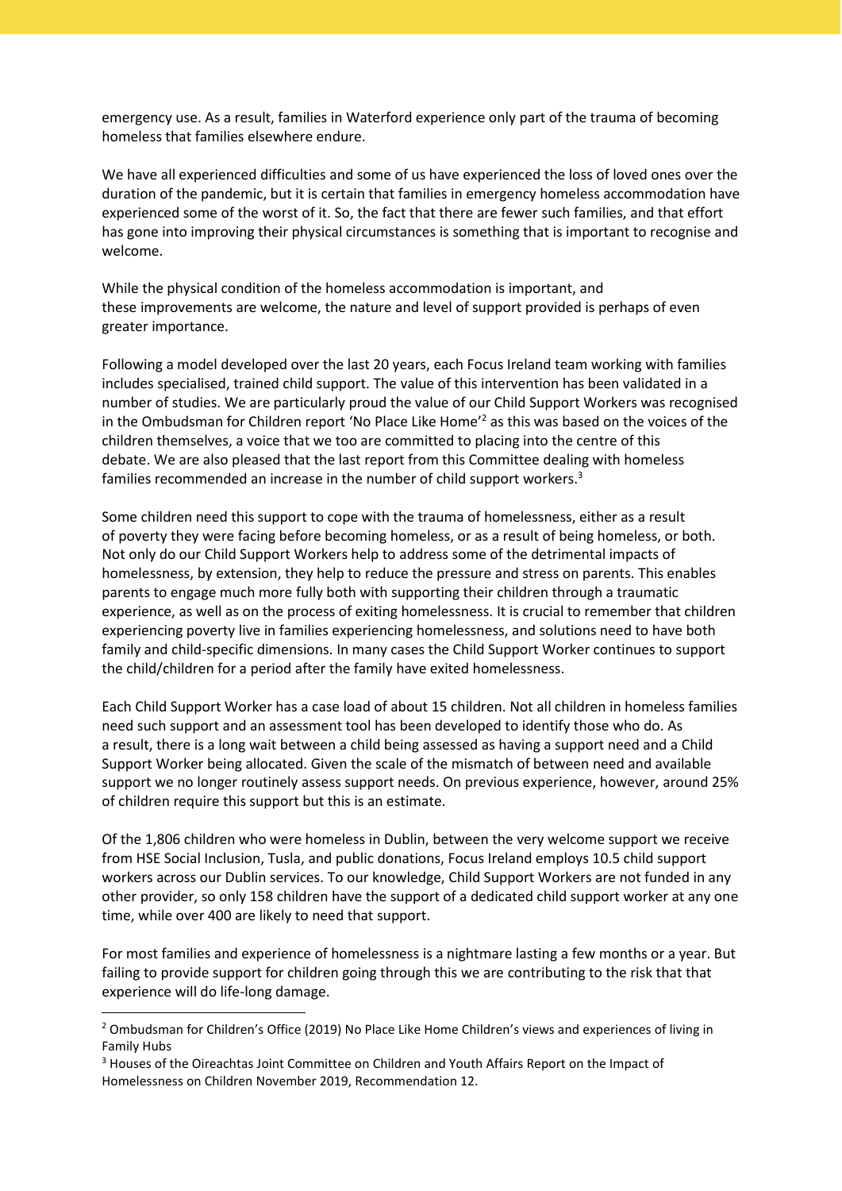emergency use. As a result, families in Waterford experience only part of the trauma of becoming homeless that families elsewhere endure.

We have all experienced difficulties and some of us have experienced the loss of loved ones over the duration of the pandemic, but it is certain that families in emergency homeless accommodation have experienced some of the worst of it. So, the fact that there are fewer such families, and that effort has gone into improving their physical circumstances is something that is important to recognise and welcome.

While the physical condition of the homeless accommodation is important, and these improvements are welcome, the nature and level of support provided is perhaps of even greater importance.

Following a model developed over the last 20 years, each Focus Ireland team working with families includes specialised, trained child support. The value of this intervention has been validated in a number of studies. We are particularly proud the value of our Child Support Workers was recognised in the Ombudsman for Children report 'No Place Like Home'[2] as this was based on the voices of the children themselves, a voice that we too are committed to placing into the centre of this debate. We are also pleased that the last report from this Committee dealing with homeless families recommended an increase in the number of child support workers.[3]

Some children need this support to cope with the trauma of homelessness, either as a result of poverty they were facing before becoming homeless, or as a result of being homeless, or both. Not only do our Child Support Workers help to address some of the detrimental impacts of homelessness, by extension, they help to reduce the pressure and stress on parents. This enables parents to engage much more fully both with supporting their children through a traumatic experience, as well as on the process of exiting homelessness. It is crucial to remember that children experiencing poverty live in families experiencing homelessness, and solutions need to have both family and child-specific dimensions. In many cases the Child Support Worker continues to support the child/children for a period after the family have exited homelessness.

Each Child Support Worker has a case load of about 15 children. Not all children in homeless families need such support and an assessment tool has been developed to identify those who do. As a result, there is a long wait between a child being assessed as having a support need and a Child Support Worker being allocated. Given the scale of the mismatch of between need and available support we no longer routinely assess support needs. On previous experience, however, around 25% of children require this support but this is an estimate.

Of the 1,806 children who were homeless in Dublin, between the very welcome support we receive from HSE Social Inclusion, Tusla, and public donations, Focus Ireland employs 10.5 child support workers across our Dublin services. To our knowledge, Child Support Workers are not funded in any other provider, so only 158 children have the support of a dedicated child support worker at any one time, while over 400 are likely to need that support.

For most families and experience of homelessness is a nightmare lasting a few months or a year. But failing to provide support for children going through this we are contributing to the risk that that experience will do life-long damage.

[2] Ombudsman for Children's Office (2019) No Place Like Home Children's views and experiences of living in Family Hubs

[3] Houses of the Oireachtas Joint Committee on Children and Youth Affairs Report on the Impact of Homelessness on Children November 2019, Recommendation 12.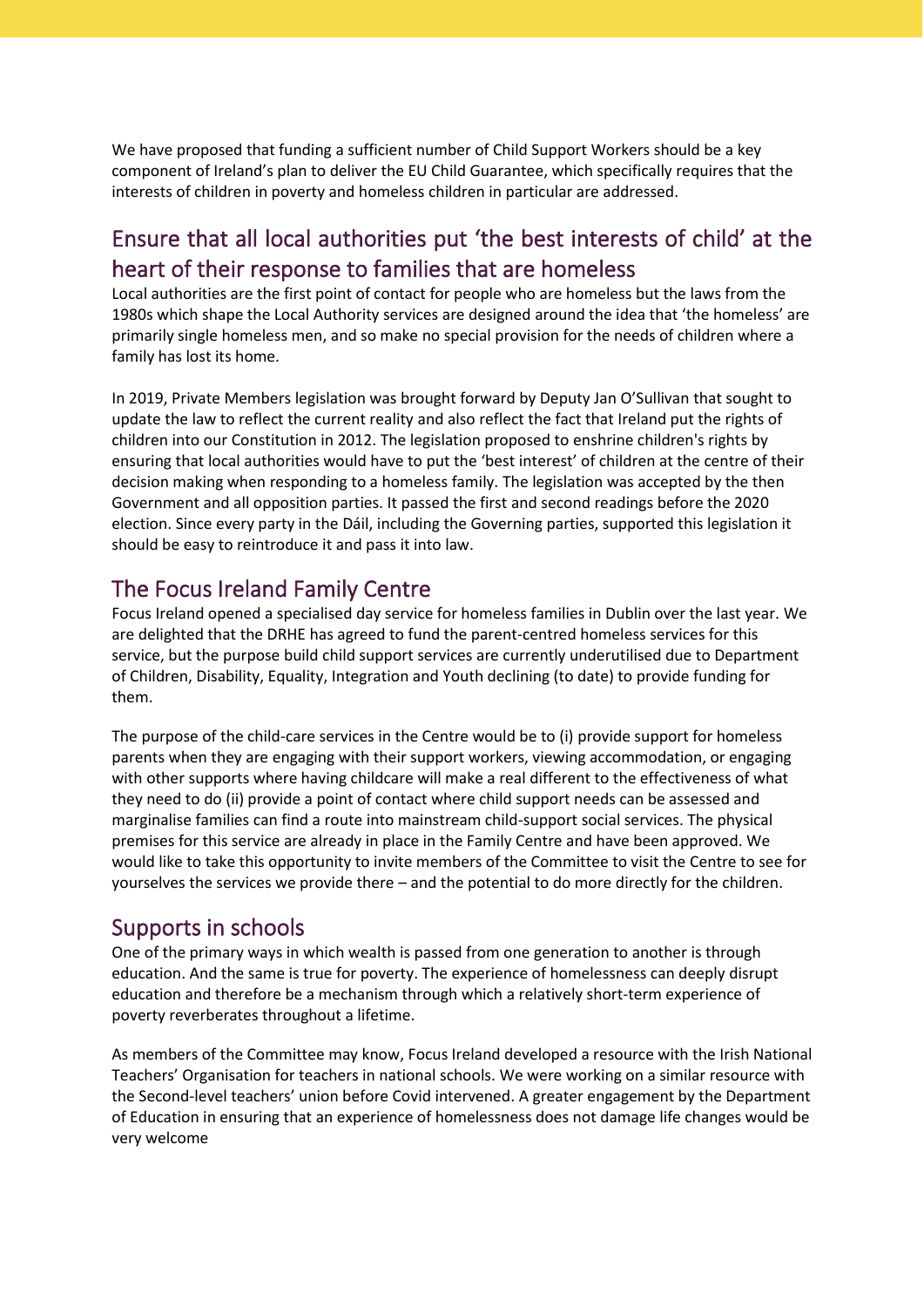We have proposed that funding a sufficient number of Child Support Workers should be a key component of Ireland's plan to deliver the EU Child Guarantee, which specifically requires that the interests of children in poverty and homeless children in particular are addressed.

## Ensure that all local authorities put 'the best interests of child' at the heart of their response to families that are homeless

Local authorities are the first point of contact for people who are homeless but the laws from the 1980s which shape the Local Authority services are designed around the idea that 'the homeless' are primarily single homeless men, and so make no special provision for the needs of children where a family has lost its home.

In 2019, Private Members legislation was brought forward by Deputy Jan O'Sullivan that sought to update the law to reflect the current reality and also reflect the fact that Ireland put the rights of children into our Constitution in 2012. The legislation proposed to enshrine children's rights by ensuring that local authorities would have to put the 'best interest' of children at the centre of their decision making when responding to a homeless family. The legislation was accepted by the then Government and all opposition parties. It passed the first and second readings before the 2020 election. Since every party in the Dáil, including the Governing parties, supported this legislation it should be easy to reintroduce it and pass it into law.

## The Focus Ireland Family Centre

Focus Ireland opened a specialised day service for homeless families in Dublin over the last year. We are delighted that the DRHE has agreed to fund the parent-centred homeless services for this service, but the purpose build child support services are currently underutilised due to Department of Children, Disability, Equality, Integration and Youth declining (to date) to provide funding for them.

The purpose of the child-care services in the Centre would be to (i) provide support for homeless parents when they are engaging with their support workers, viewing accommodation, or engaging with other supports where having childcare will make a real different to the effectiveness of what they need to do (ii) provide a point of contact where child support needs can be assessed and marginalise families can find a route into mainstream child-support social services. The physical premises for this service are already in place in the Family Centre and have been approved. We would like to take this opportunity to invite members of the Committee to visit the Centre to see for yourselves the services we provide there – and the potential to do more directly for the children.

## Supports in schools

One of the primary ways in which wealth is passed from one generation to another is through education. And the same is true for poverty. The experience of homelessness can deeply disrupt education and therefore be a mechanism through which a relatively short-term experience of poverty reverberates throughout a lifetime.

As members of the Committee may know, Focus Ireland developed a resource with the Irish National Teachers' Organisation for teachers in national schools. We were working on a similar resource with the Second-level teachers' union before Covid intervened. A greater engagement by the Department of Education in ensuring that an experience of homelessness does not damage life changes would be very welcome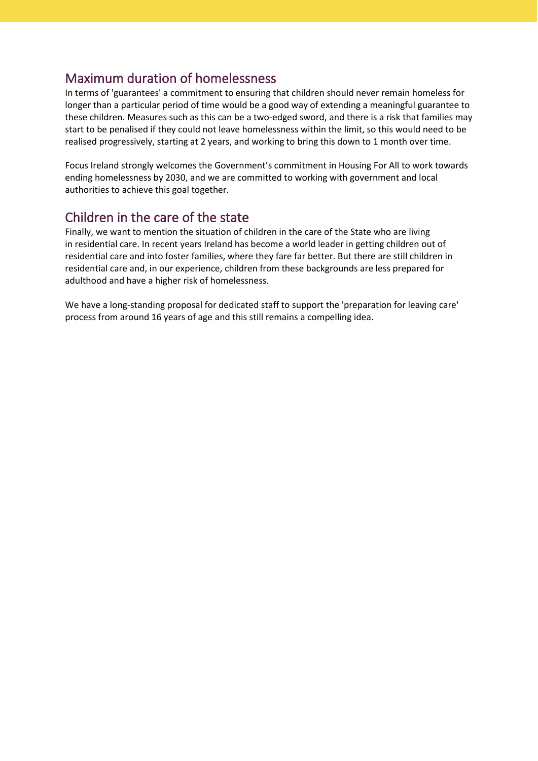## Maximum duration of homelessness

In terms of 'guarantees' a commitment to ensuring that children should never remain homeless for longer than a particular period of time would be a good way of extending a meaningful guarantee to these children. Measures such as this can be a two-edged sword, and there is a risk that families may start to be penalised if they could not leave homelessness within the limit, so this would need to be realised progressively, starting at 2 years, and working to bring this down to 1 month over time.

Focus Ireland strongly welcomes the Government's commitment in Housing For All to work towards ending homelessness by 2030, and we are committed to working with government and local authorities to achieve this goal together.

## Children in the care of the state

Finally, we want to mention the situation of children in the care of the State who are living in residential care. In recent years Ireland has become a world leader in getting children out of residential care and into foster families, where they fare far better. But there are still children in residential care and, in our experience, children from these backgrounds are less prepared for adulthood and have a higher risk of homelessness.

We have a long-standing proposal for dedicated staff to support the 'preparation for leaving care' process from around 16 years of age and this still remains a compelling idea.